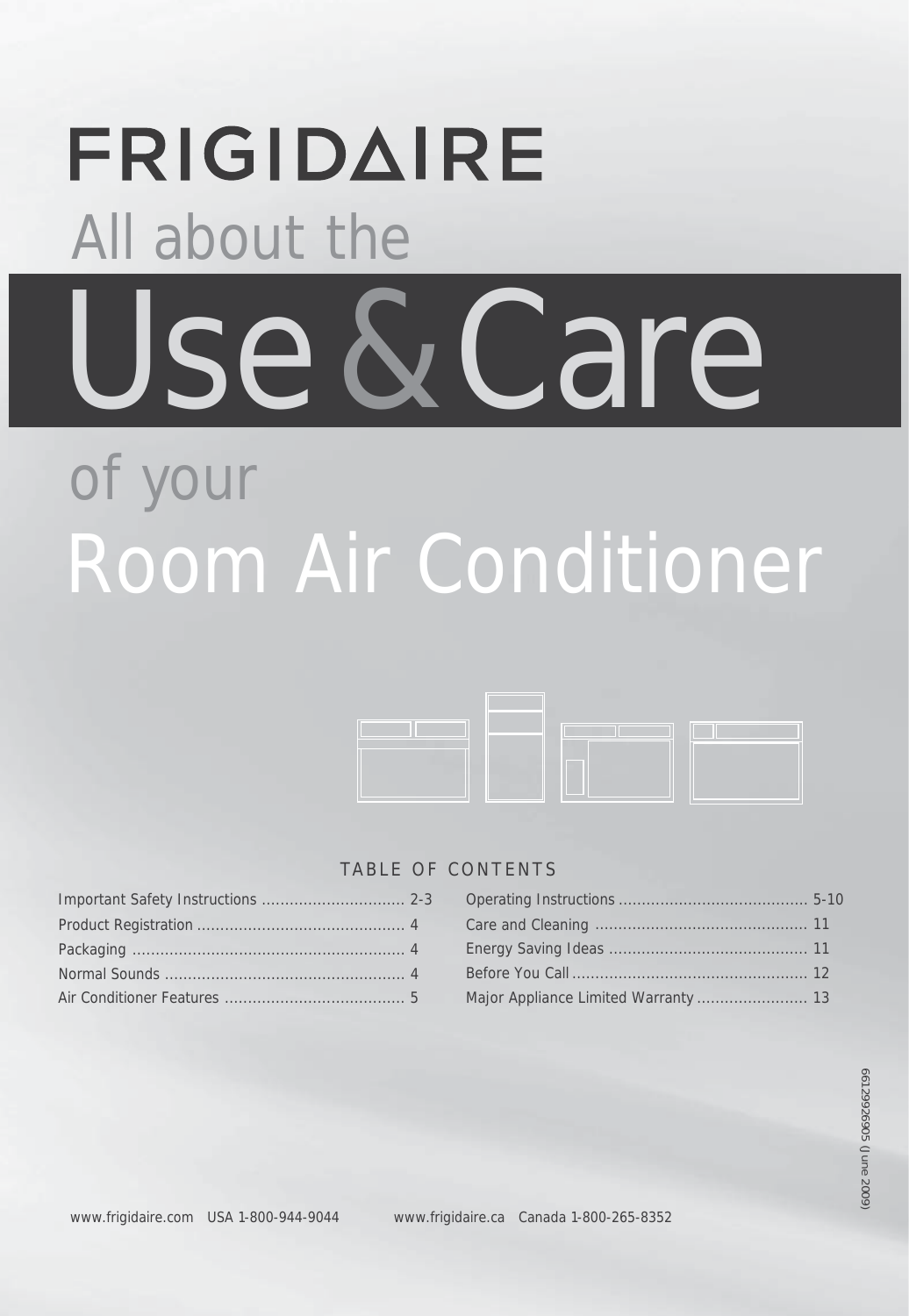# FRIGIDAIRE

All about the

# Use & Care

of your

# Room Air Conditioner

TABLE OF CONTENTS

| | |
|---|---|
| Important Safety Instructions | 2-3 |
| Product Registration | 4 |
| Packaging | 4 |
| Normal Sounds | 4 |
| Air Conditioner Features | 5 |
| Operating Instructions | 5-10 |
| Care and Cleaning | 11 |
| Energy Saving Ideas | 11 |
| Before You Call | 12 |
| Major Appliance Limited Warranty | 13 |

66129926905 (June 2009)

www.frigidaire.com USA 1-800-944-9044 www.frigidaire.ca Canada 1-800-265-8352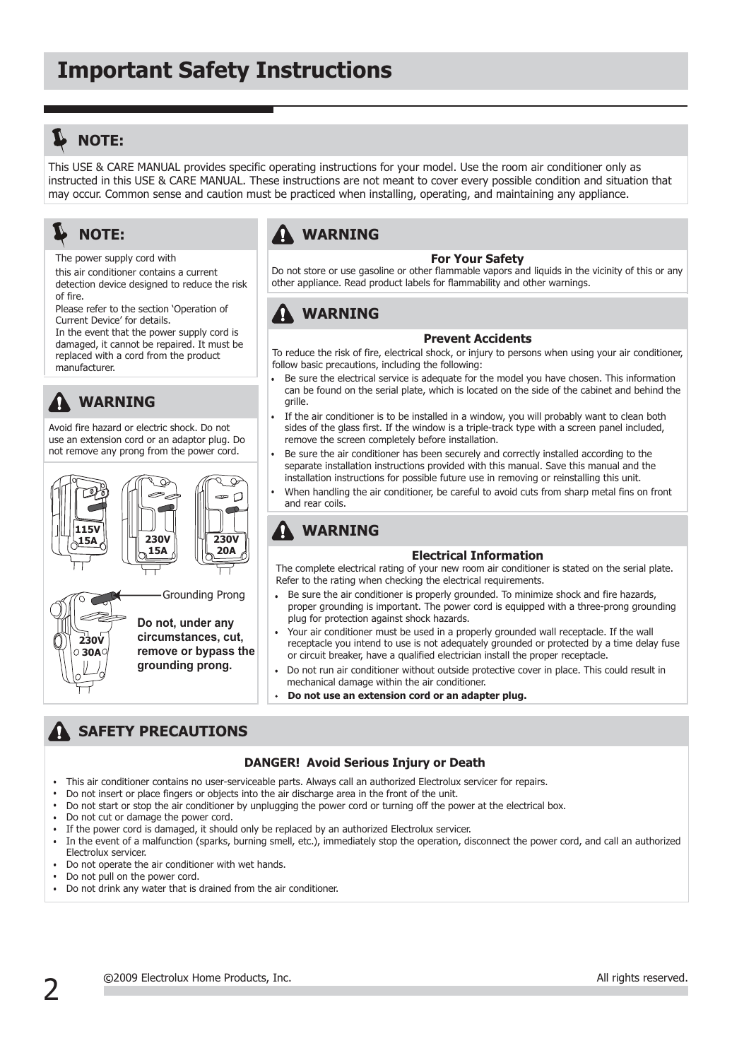# Important Safety Instructions

## NOTE:

This USE & CARE MANUAL provides specific operating instructions for your model. Use the room air conditioner only as instructed in this USE & CARE MANUAL. These instructions are not meant to cover every possible condition and situation that may occur. Common sense and caution must be practiced when installing, operating, and maintaining any appliance.

## NOTE:

The power supply cord with this air conditioner contains a current detection device designed to reduce the risk of fire.

Please refer to the section 'Operation of Current Device' for details.

In the event that the power supply cord is damaged, it cannot be repaired. It must be replaced with a cord from the product manufacturer.

## WARNING

Avoid fire hazard or electric shock. Do not use an extension cord or an adaptor plug. Do not remove any prong from the power cord.

115V 15A

230V 15A

230V 20A

230V 30A

Grounding Prong

**Do not, under any circumstances, cut, remove or bypass the grounding prong.**

## WARNING

### For Your Safety

Do not store or use gasoline or other flammable vapors and liquids in the vicinity of this or any other appliance. Read product labels for flammability and other warnings.

## WARNING

### Prevent Accidents

To reduce the risk of fire, electrical shock, or injury to persons when using your air conditioner, follow basic precautions, including the following:

- Be sure the electrical service is adequate for the model you have chosen. This information can be found on the serial plate, which is located on the side of the cabinet and behind the grille.
- If the air conditioner is to be installed in a window, you will probably want to clean both sides of the glass first. If the window is a triple-track type with a screen panel included, remove the screen completely before installation.
- Be sure the air conditioner has been securely and correctly installed according to the separate installation instructions provided with this manual. Save this manual and the installation instructions for possible future use in removing or reinstalling this unit.
- When handling the air conditioner, be careful to avoid cuts from sharp metal fins on front and rear coils.

## WARNING

### Electrical Information

The complete electrical rating of your new room air conditioner is stated on the serial plate. Refer to the rating when checking the electrical requirements.

- Be sure the air conditioner is properly grounded. To minimize shock and fire hazards, proper grounding is important. The power cord is equipped with a three-prong grounding plug for protection against shock hazards.
- Your air conditioner must be used in a properly grounded wall receptacle. If the wall receptacle you intend to use is not adequately grounded or protected by a time delay fuse or circuit breaker, have a qualified electrician install the proper receptacle.
- Do not run air conditioner without outside protective cover in place. This could result in mechanical damage within the air conditioner.
- **Do not use an extension cord or an adapter plug.**

## SAFETY PRECAUTIONS

### DANGER! Avoid Serious Injury or Death

- This air conditioner contains no user-serviceable parts. Always call an authorized Electrolux servicer for repairs.
- Do not insert or place fingers or objects into the air discharge area in the front of the unit.
- Do not start or stop the air conditioner by unplugging the power cord or turning off the power at the electrical box.
- Do not cut or damage the power cord.
- If the power cord is damaged, it should only be replaced by an authorized Electrolux servicer.
- In the event of a malfunction (sparks, burning smell, etc.), immediately stop the operation, disconnect the power cord, and call an authorized Electrolux servicer.
- Do not operate the air conditioner with wet hands.
- Do not pull on the power cord.
- Do not drink any water that is drained from the air conditioner.

©2009 Electrolux Home Products, Inc. All rights reserved.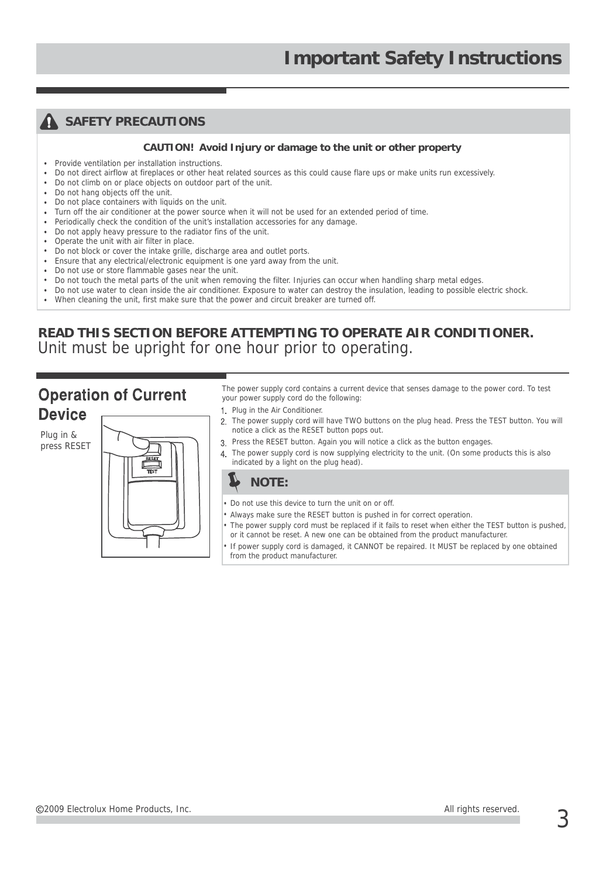# Important Safety Instructions

## SAFETY PRECAUTIONS

**CAUTION! Avoid Injury or damage to the unit or other property**

- Provide ventilation per installation instructions.
- Do not direct airflow at fireplaces or other heat related sources as this could cause flare ups or make units run excessively.
- Do not climb on or place objects on outdoor part of the unit.
- Do not hang objects off the unit.
- Do not place containers with liquids on the unit.
- Turn off the air conditioner at the power source when it will not be used for an extended period of time.
- Periodically check the condition of the unit's installation accessories for any damage.
- Do not apply heavy pressure to the radiator fins of the unit.
- Operate the unit with air filter in place.
- Do not block or cover the intake grille, discharge area and outlet ports.
- Ensure that any electrical/electronic equipment is one yard away from the unit.
- Do not use or store flammable gases near the unit.
- Do not touch the metal parts of the unit when removing the filter. Injuries can occur when handling sharp metal edges.
- Do not use water to clean inside the air conditioner. Exposure to water can destroy the insulation, leading to possible electric shock.
- When cleaning the unit, first make sure that the power and circuit breaker are turned off.

**READ THIS SECTION BEFORE ATTEMPTING TO OPERATE AIR CONDITIONER.**
Unit must be upright for one hour prior to operating.

## Operation of Current Device

Plug in & press RESET

The power supply cord contains a current device that senses damage to the power cord. To test your power supply cord do the following:

1. Plug in the Air Conditioner.
2. The power supply cord will have TWO buttons on the plug head. Press the TEST button. You will notice a click as the RESET button pops out.
3. Press the RESET button. Again you will notice a click as the button engages.
4. The power supply cord is now supplying electricity to the unit. (On some products this is also indicated by a light on the plug head).

### NOTE:

- Do not use this device to turn the unit on or off.
- Always make sure the RESET button is pushed in for correct operation.
- The power supply cord must be replaced if it fails to reset when either the TEST button is pushed, or it cannot be reset. A new one can be obtained from the product manufacturer.
- If power supply cord is damaged, it CANNOT be repaired. It MUST be replaced by one obtained from the product manufacturer.

©2009 Electrolux Home Products, Inc. All rights reserved.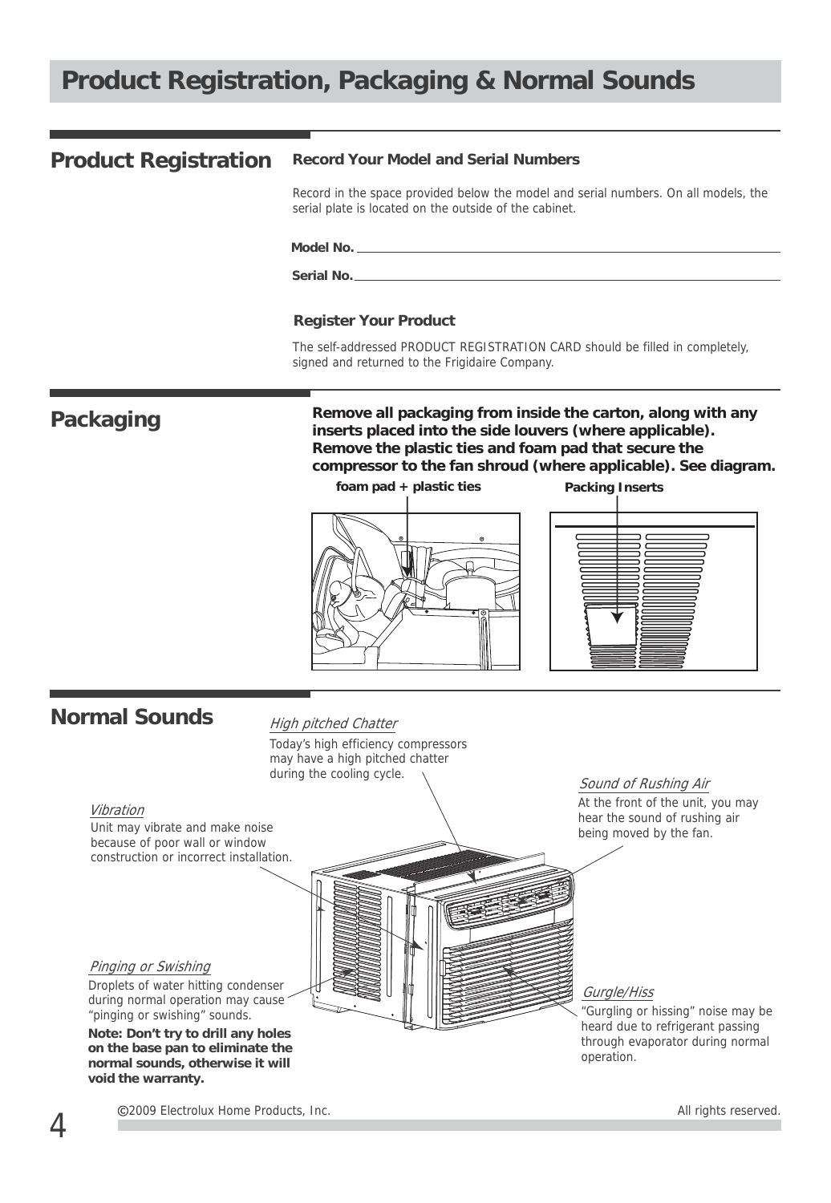# Product Registration, Packaging & Normal Sounds

## Product Registration

### Record Your Model and Serial Numbers

Record in the space provided below the model and serial numbers. On all models, the serial plate is located on the outside of the cabinet.

**Model No.** ________________________________

**Serial No.** ________________________________

### Register Your Product

The self-addressed PRODUCT REGISTRATION CARD should be filled in completely, signed and returned to the Frigidaire Company.

## Packaging

**Remove all packaging from inside the carton, along with any inserts placed into the side louvers (where applicable). Remove the plastic ties and foam pad that secure the compressor to the fan shroud (where applicable). See diagram.**

**foam pad + plastic ties**

**Packing Inserts**

## Normal Sounds

*High pitched Chatter*

Today's high efficiency compressors may have a high pitched chatter during the cooling cycle.

*Sound of Rushing Air*

At the front of the unit, you may hear the sound of rushing air being moved by the fan.

*Vibration*

Unit may vibrate and make noise because of poor wall or window construction or incorrect installation.

*Pinging or Swishing*

Droplets of water hitting condenser during normal operation may cause "pinging or swishing" sounds.

**Note: Don't try to drill any holes on the base pan to eliminate the normal sounds, otherwise it will void the warranty.**

*Gurgle/Hiss*

"Gurgling or hissing" noise may be heard due to refrigerant passing through evaporator during normal operation.

©2009 Electrolux Home Products, Inc. All rights reserved.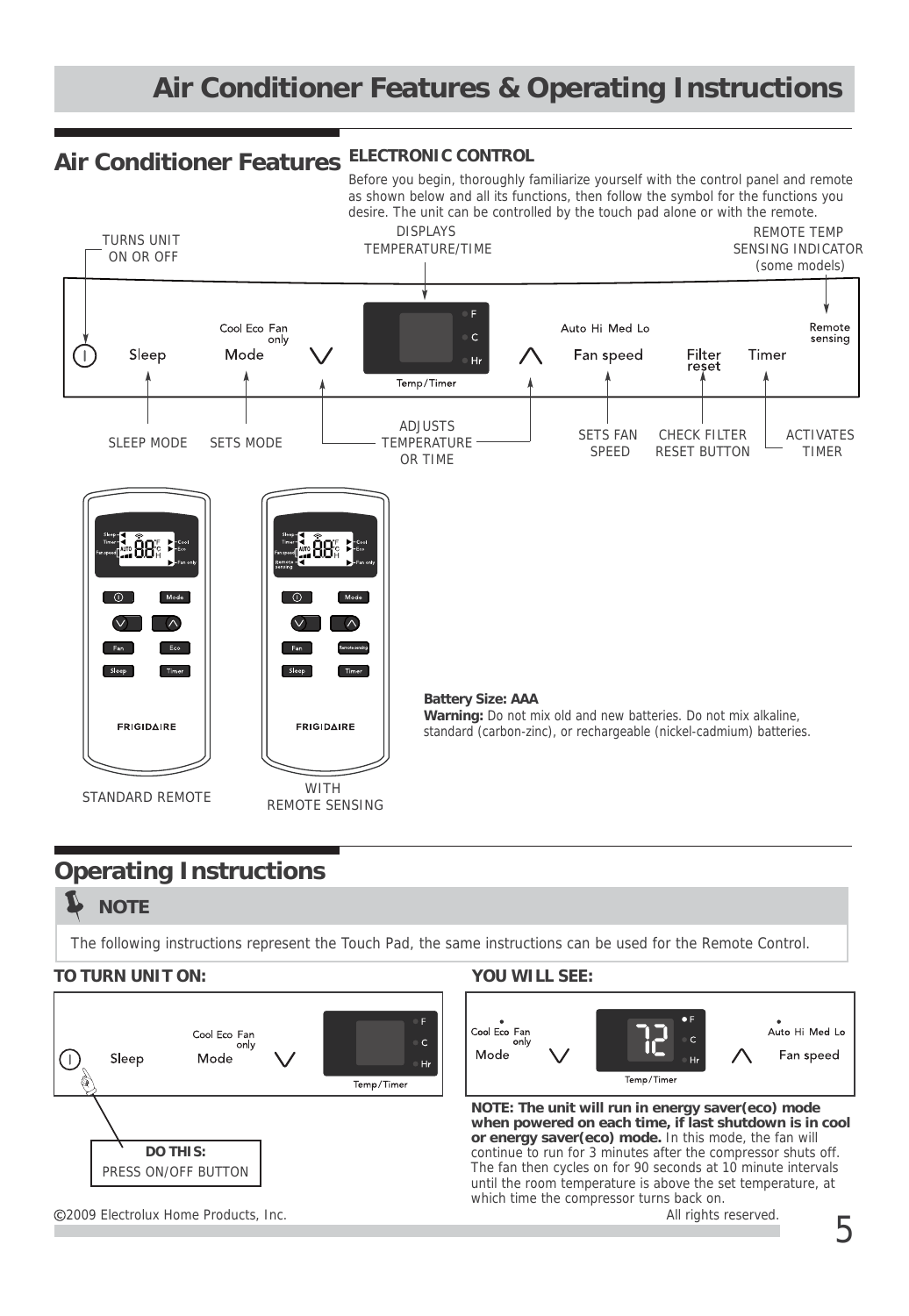# Air Conditioner Features & Operating Instructions

## Air Conditioner Features

### ELECTRONIC CONTROL

Before you begin, thoroughly familiarize yourself with the control panel and remote as shown below and all its functions, then follow the symbol for the functions you desire. The unit can be controlled by the touch pad alone or with the remote.

- TURNS UNIT ON OR OFF
- DISPLAYS TEMPERATURE/TIME
- REMOTE TEMP SENSING INDICATOR (some models)
- SLEEP MODE
- SETS MODE
- ADJUSTS TEMPERATURE OR TIME
- SETS FAN SPEED
- CHECK FILTER RESET BUTTON
- ACTIVATES TIMER

STANDARD REMOTE

WITH REMOTE SENSING

**Battery Size: AAA**
**Warning:** Do not mix old and new batteries. Do not mix alkaline, standard (carbon-zinc), or rechargeable (nickel-cadmium) batteries.

## Operating Instructions

**NOTE**

The following instructions represent the Touch Pad, the same instructions can be used for the Remote Control.

**TO TURN UNIT ON:**

**DO THIS:**
PRESS ON/OFF BUTTON

**YOU WILL SEE:**

**NOTE: The unit will run in energy saver(eco) mode when powered on each time, if last shutdown is in cool or energy saver(eco) mode.** In this mode, the fan will continue to run for 3 minutes after the compressor shuts off. The fan then cycles on for 90 seconds at 10 minute intervals until the room temperature is above the set temperature, at which time the compressor turns back on.

©2009 Electrolux Home Products, Inc. All rights reserved.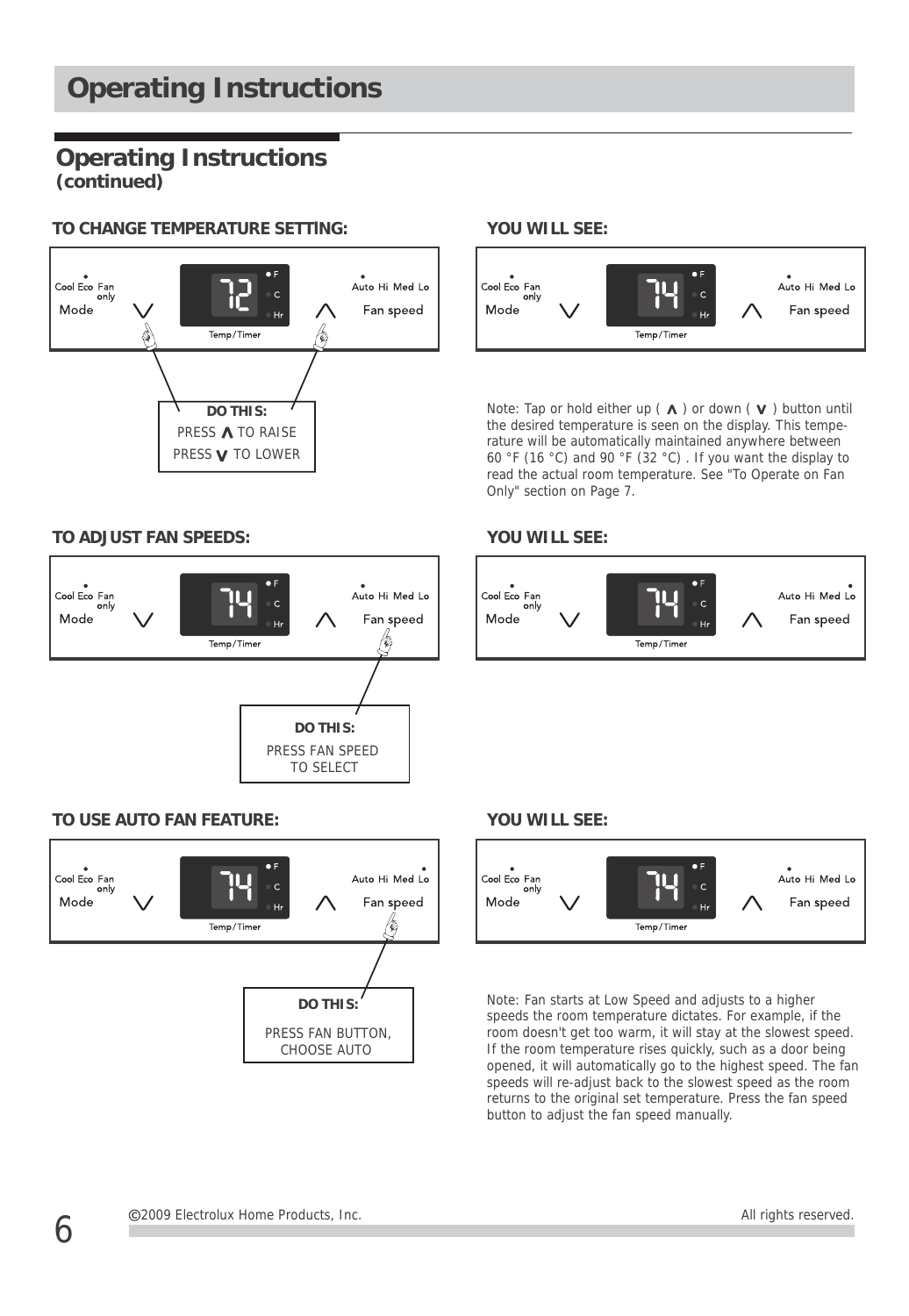# Operating Instructions

## Operating Instructions
*(continued)*

### TO CHANGE TEMPERATURE SETTING:

Cool Eco Fan only
Mode ∨ 72 °F °C Hr Temp/Timer ∧ Auto Hi Med Lo Fan speed

**DO THIS:**
PRESS ∧ TO RAISE
PRESS ∨ TO LOWER

### YOU WILL SEE:

Cool Eco Fan only
Mode ∨ 74 °F °C Hr Temp/Timer ∧ Auto Hi Med Lo Fan speed

Note: Tap or hold either up ( ∧ ) or down ( ∨ ) button until the desired temperature is seen on the display. This temperature will be automatically maintained anywhere between 60 °F (16 °C) and 90 °F (32 °C) . If you want the display to read the actual room temperature. See "To Operate on Fan Only" section on Page 7.

### TO ADJUST FAN SPEEDS:

Cool Eco Fan only
Mode ∨ 74 °F °C Hr Temp/Timer ∧ Auto Hi Med Lo Fan speed

**DO THIS:**
PRESS FAN SPEED TO SELECT

### YOU WILL SEE:

Cool Eco Fan only
Mode ∨ 74 °F °C Hr Temp/Timer ∧ Auto Hi Med Lo Fan speed

### TO USE AUTO FAN FEATURE:

Cool Eco Fan only
Mode ∨ 74 °F °C Hr Temp/Timer ∧ Auto Hi Med Lo Fan speed

**DO THIS:**
PRESS FAN BUTTON, CHOOSE AUTO

### YOU WILL SEE:

Cool Eco Fan only
Mode ∨ 74 °F °C Hr Temp/Timer ∧ Auto Hi Med Lo Fan speed

Note: Fan starts at Low Speed and adjusts to a higher speeds the room temperature dictates. For example, if the room doesn't get too warm, it will stay at the slowest speed. If the room temperature rises quickly, such as a door being opened, it will automatically go to the highest speed. The fan speeds will re-adjust back to the slowest speed as the room returns to the original set temperature. Press the fan speed button to adjust the fan speed manually.

©2009 Electrolux Home Products, Inc. All rights reserved.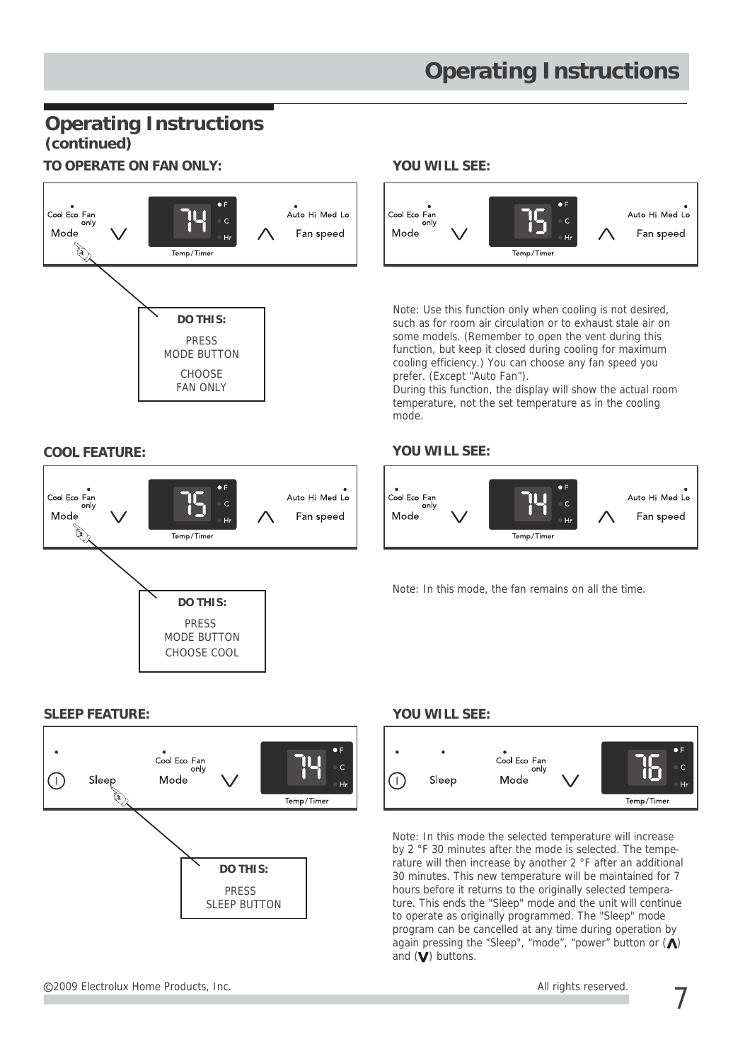## Operating Instructions (continued)

**TO OPERATE ON FAN ONLY:**

Cool Eco Fan only Mode ∨ 74 F C Hr Temp/Timer ∧ Auto Hi Med Lo Fan speed

**DO THIS:**

PRESS MODE BUTTON

CHOOSE FAN ONLY

**YOU WILL SEE:**

Cool Eco Fan only Mode ∨ 75 F C Hr Temp/Timer ∧ Auto Hi Med Lo Fan speed

Note: Use this function only when cooling is not desired, such as for room air circulation or to exhaust stale air on some models. (Remember to open the vent during this function, but keep it closed during cooling for maximum cooling efficiency.) You can choose any fan speed you prefer. (Except "Auto Fan").
During this function, the display will show the actual room temperature, not the set temperature as in the cooling mode.

**COOL FEATURE:**

Cool Eco Fan only Mode ∨ 75 F C Hr Temp/Timer ∧ Auto Hi Med Lo Fan speed

**DO THIS:**

PRESS MODE BUTTON

CHOOSE COOL

**YOU WILL SEE:**

Cool Eco Fan only Mode ∨ 74 F C Hr Temp/Timer ∧ Auto Hi Med Lo Fan speed

Note: In this mode, the fan remains on all the time.

**SLEEP FEATURE:**

Sleep Cool Eco Fan only Mode ∨ 74 F C Hr Temp/Timer

**DO THIS:**

PRESS SLEEP BUTTON

**YOU WILL SEE:**

Sleep Cool Eco Fan only Mode ∨ 76 F C Hr Temp/Timer

Note: In this mode the selected temperature will increase by 2 °F 30 minutes after the mode is selected. The temperature will then increase by another 2 °F after an additional 30 minutes. This new temperature will be maintained for 7 hours before it returns to the originally selected temperature. This ends the "Sleep" mode and the unit will continue to operate as originally programmed. The "Sleep" mode program can be cancelled at any time during operation by again pressing the "Sleep", "mode", "power" button or (∧) and (∨) buttons.

©2009 Electrolux Home Products, Inc. All rights reserved.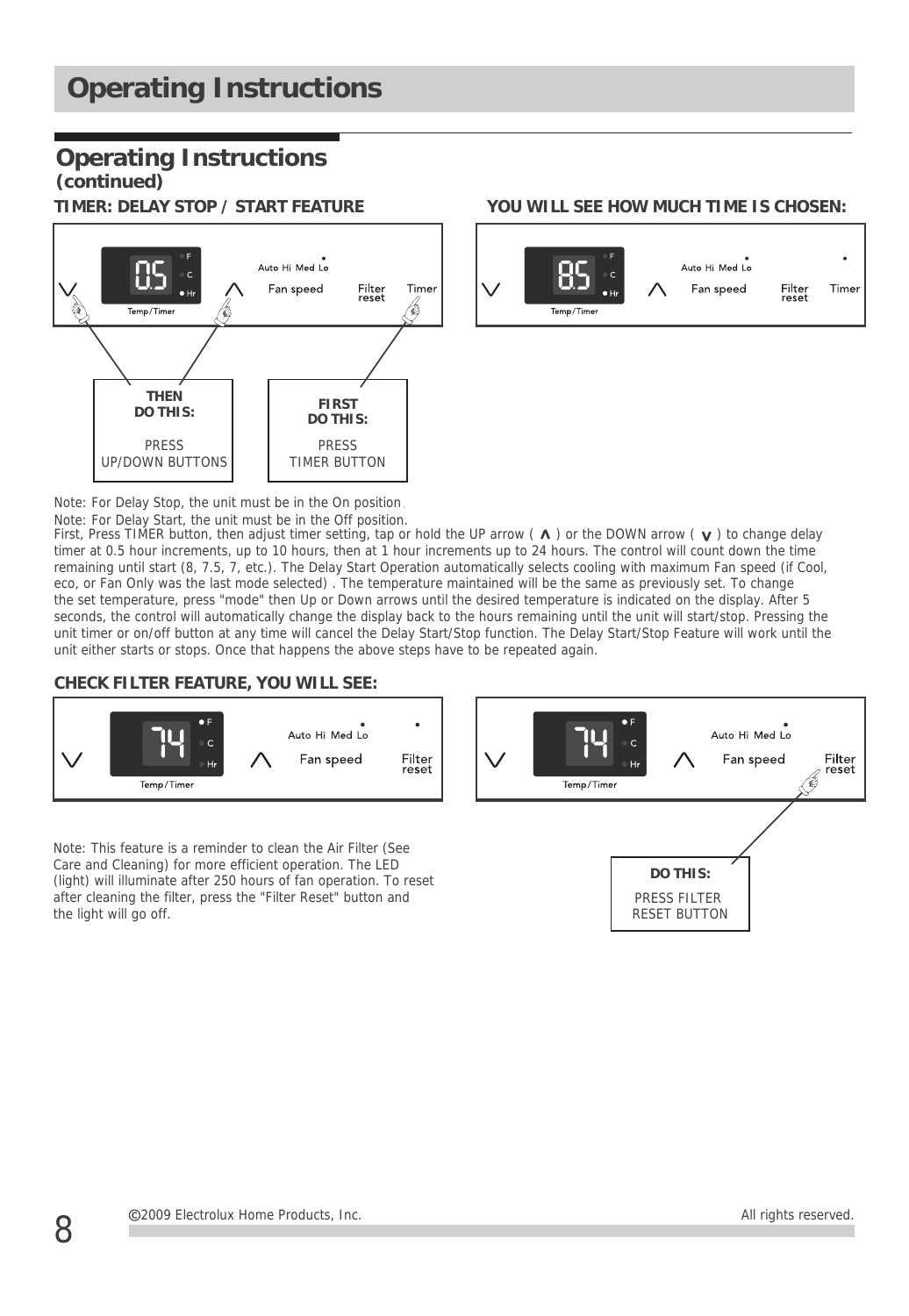# Operating Instructions

## Operating Instructions
*(continued)*

### TIMER: DELAY STOP / START FEATURE

FIRST DO THIS: PRESS TIMER BUTTON

THEN DO THIS: PRESS UP/DOWN BUTTONS

### YOU WILL SEE HOW MUCH TIME IS CHOSEN:

Note: For Delay Stop, the unit must be in the On position.

Note: For Delay Start, the unit must be in the Off position.

First, Press TIMER button, then adjust timer setting, tap or hold the UP arrow ( ∧ ) or the DOWN arrow ( ∨ ) to change delay timer at 0.5 hour increments, up to 10 hours, then at 1 hour increments up to 24 hours. The control will count down the time remaining until start (8, 7.5, 7, etc.). The Delay Start Operation automatically selects cooling with maximum Fan speed (if Cool, eco, or Fan Only was the last mode selected) . The temperature maintained will be the same as previously set. To change the set temperature, press "mode" then Up or Down arrows until the desired temperature is indicated on the display. After 5 seconds, the control will automatically change the display back to the hours remaining until the unit will start/stop. Pressing the unit timer or on/off button at any time will cancel the Delay Start/Stop function. The Delay Start/Stop Feature will work until the unit either starts or stops. Once that happens the above steps have to be repeated again.

### CHECK FILTER FEATURE, YOU WILL SEE:

Note: This feature is a reminder to clean the Air Filter (See Care and Cleaning) for more efficient operation. The LED (light) will illuminate after 250 hours of fan operation. To reset after cleaning the filter, press the "Filter Reset" button and the light will go off.

DO THIS: PRESS FILTER RESET BUTTON

©2009 Electrolux Home Products, Inc. All rights reserved.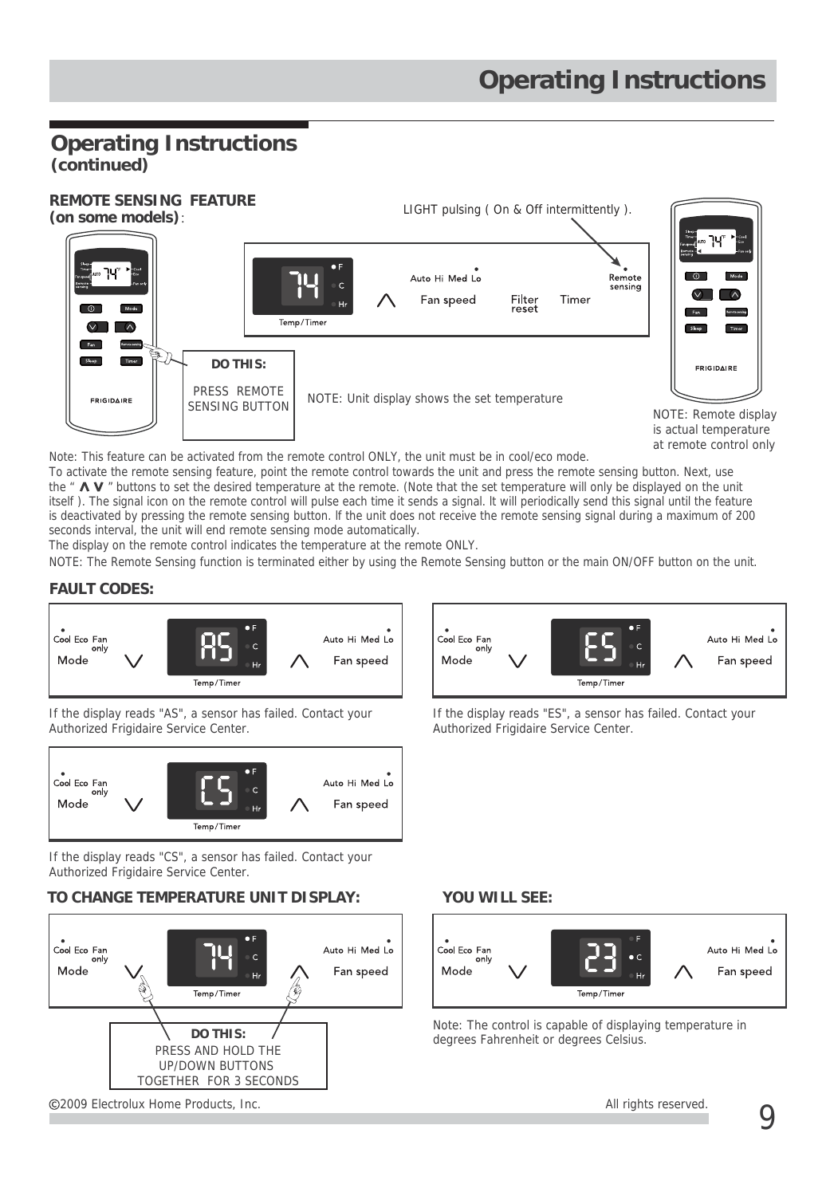## Operating Instructions (continued)

### REMOTE SENSING FEATURE (on some models):

LIGHT pulsing ( On & Off intermittently ).

**DO THIS:**
PRESS REMOTE SENSING BUTTON

NOTE: Unit display shows the set temperature

NOTE: Remote display is actual temperature at remote control only

Note: This feature can be activated from the remote control ONLY, the unit must be in cool/eco mode.

To activate the remote sensing feature, point the remote control towards the unit and press the remote sensing button. Next, use the " ∧ ∨ " buttons to set the desired temperature at the remote. (Note that the set temperature will only be displayed on the unit itself ). The signal icon on the remote control will pulse each time it sends a signal. It will periodically send this signal until the feature is deactivated by pressing the remote sensing button. If the unit does not receive the remote sensing signal during a maximum of 200 seconds interval, the unit will end remote sensing mode automatically.

The display on the remote control indicates the temperature at the remote ONLY.

NOTE: The Remote Sensing function is terminated either by using the Remote Sensing button or the main ON/OFF button on the unit.

### FAULT CODES:

If the display reads "AS", a sensor has failed. Contact your Authorized Frigidaire Service Center.

If the display reads "ES", a sensor has failed. Contact your Authorized Frigidaire Service Center.

If the display reads "CS", a sensor has failed. Contact your Authorized Frigidaire Service Center.

### TO CHANGE TEMPERATURE UNIT DISPLAY:

**DO THIS:**
PRESS AND HOLD THE UP/DOWN BUTTONS TOGETHER FOR 3 SECONDS

### YOU WILL SEE:

Note: The control is capable of displaying temperature in degrees Fahrenheit or degrees Celsius.

©2009 Electrolux Home Products, Inc. All rights reserved.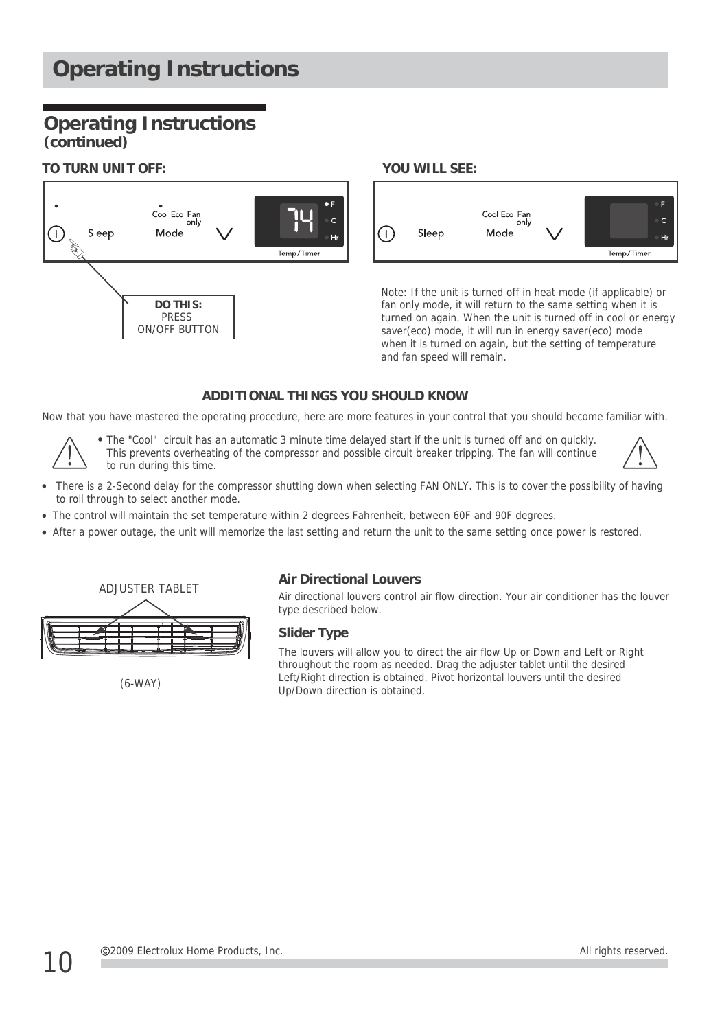# Operating Instructions

## Operating Instructions
**(continued)**

**TO TURN UNIT OFF:**

**DO THIS:**
PRESS
ON/OFF BUTTON

**YOU WILL SEE:**

Note: If the unit is turned off in heat mode (if applicable) or fan only mode, it will return to the same setting when it is turned on again. When the unit is turned off in cool or energy saver(eco) mode, it will run in energy saver(eco) mode when it is turned on again, but the setting of temperature and fan speed will remain.

### ADDITIONAL THINGS YOU SHOULD KNOW

Now that you have mastered the operating procedure, here are more features in your control that you should become familiar with.

- The "Cool" circuit has an automatic 3 minute time delayed start if the unit is turned off and on quickly. This prevents overheating of the compressor and possible circuit breaker tripping. The fan will continue to run during this time.
- There is a 2-Second delay for the compressor shutting down when selecting FAN ONLY. This is to cover the possibility of having to roll through to select another mode.
- The control will maintain the set temperature within 2 degrees Fahrenheit, between 60F and 90F degrees.
- After a power outage, the unit will memorize the last setting and return the unit to the same setting once power is restored.

ADJUSTER TABLET

(6-WAY)

### Air Directional Louvers

Air directional louvers control air flow direction. Your air conditioner has the louver type described below.

### Slider Type

The louvers will allow you to direct the air flow Up or Down and Left or Right throughout the room as needed. Drag the adjuster tablet until the desired Left/Right direction is obtained. Pivot horizontal louvers until the desired Up/Down direction is obtained.

©2009 Electrolux Home Products, Inc. All rights reserved.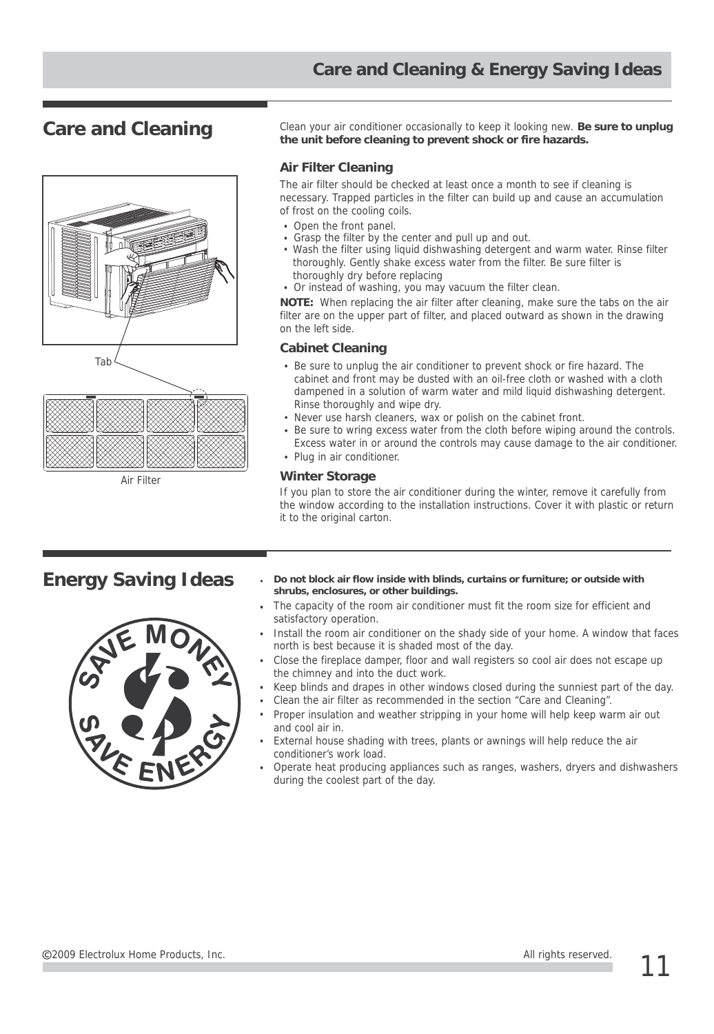# Care and Cleaning & Energy Saving Ideas

## Care and Cleaning

Tab

Air Filter

Clean your air conditioner occasionally to keep it looking new. **Be sure to unplug the unit before cleaning to prevent shock or fire hazards.**

### Air Filter Cleaning

The air filter should be checked at least once a month to see if cleaning is necessary. Trapped particles in the filter can build up and cause an accumulation of frost on the cooling coils.

- Open the front panel.
- Grasp the filter by the center and pull up and out.
- Wash the filter using liquid dishwashing detergent and warm water. Rinse filter thoroughly. Gently shake excess water from the filter. Be sure filter is thoroughly dry before replacing
- Or instead of washing, you may vacuum the filter clean.

**NOTE:** When replacing the air filter after cleaning, make sure the tabs on the air filter are on the upper part of filter, and placed outward as shown in the drawing on the left side.

### Cabinet Cleaning

- Be sure to unplug the air conditioner to prevent shock or fire hazard. The cabinet and front may be dusted with an oil-free cloth or washed with a cloth dampened in a solution of warm water and mild liquid dishwashing detergent. Rinse thoroughly and wipe dry.
- Never use harsh cleaners, wax or polish on the cabinet front.
- Be sure to wring excess water from the cloth before wiping around the controls. Excess water in or around the controls may cause damage to the air conditioner.
- Plug in air conditioner.

### Winter Storage

If you plan to store the air conditioner during the winter, remove it carefully from the window according to the installation instructions. Cover it with plastic or return it to the original carton.

## Energy Saving Ideas

- **Do not block air flow inside with blinds, curtains or furniture; or outside with shrubs, enclosures, or other buildings.**
- The capacity of the room air conditioner must fit the room size for efficient and satisfactory operation.
- Install the room air conditioner on the shady side of your home. A window that faces north is best because it is shaded most of the day.
- Close the fireplace damper, floor and wall registers so cool air does not escape up the chimney and into the duct work.
- Keep blinds and drapes in other windows closed during the sunniest part of the day.
- Clean the air filter as recommended in the section “Care and Cleaning”.
- Proper insulation and weather stripping in your home will help keep warm air out and cool air in.
- External house shading with trees, plants or awnings will help reduce the air conditioner’s work load.
- Operate heat producing appliances such as ranges, washers, dryers and dishwashers during the coolest part of the day.

©2009 Electrolux Home Products, Inc. All rights reserved.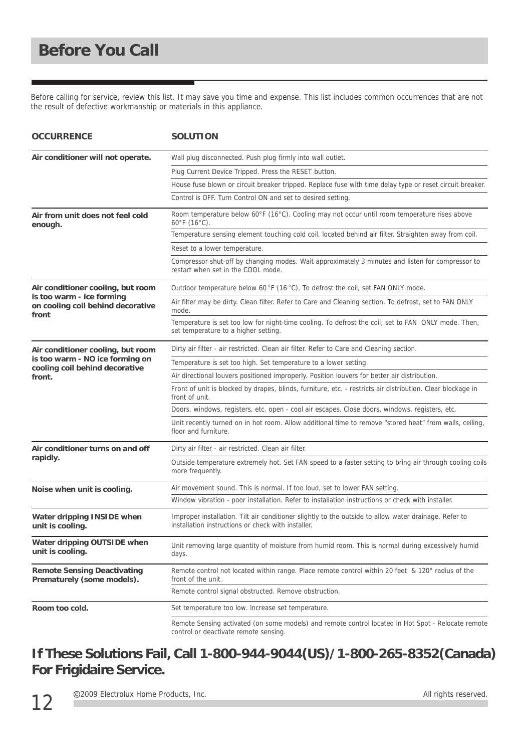# Before You Call

Before calling for service, review this list. It may save you time and expense. This list includes common occurrences that are not the result of defective workmanship or materials in this appliance.

| OCCURRENCE | SOLUTION |
|---|---|
| **Air conditioner will not operate.** | Wall plug disconnected. Push plug firmly into wall outlet. |
| | Plug Current Device Tripped. Press the RESET button. |
| | House fuse blown or circuit breaker tripped. Replace fuse with time delay type or reset circuit breaker. |
| | Control is OFF. Turn Control ON and set to desired setting. |
| **Air from unit does not feel cold enough.** | Room temperature below 60°F (16°C). Cooling may not occur until room temperature rises above 60°F (16°C). |
| | Temperature sensing element touching cold coil, located behind air filter. Straighten away from coil. |
| | Reset to a lower temperature. |
| | Compressor shut-off by changing modes. Wait approximately 3 minutes and listen for compressor to restart when set in the COOL mode. |
| **Air conditioner cooling, but room is too warm - ice forming on cooling coil behind decorative front** | Outdoor temperature below 60°F (16°C). To defrost the coil, set FAN ONLY mode. |
| | Air filter may be dirty. Clean filter. Refer to Care and Cleaning section. To defrost, set to FAN ONLY mode. |
| | Temperature is set too low for night-time cooling. To defrost the coil, set to FAN ONLY mode. Then, set temperature to a higher setting. |
| **Air conditioner cooling, but room is too warm - NO ice forming on cooling coil behind decorative front.** | Dirty air filter - air restricted. Clean air filter. Refer to Care and Cleaning section. |
| | Temperature is set too high. Set temperature to a lower setting. |
| | Air directional louvers positioned improperly. Position louvers for better air distribution. |
| | Front of unit is blocked by drapes, blinds, furniture, etc. - restricts air distribution. Clear blockage in front of unit. |
| | Doors, windows, registers, etc. open - cool air escapes. Close doors, windows, registers, etc. |
| | Unit recently turned on in hot room. Allow additional time to remove "stored heat" from walls, ceiling, floor and furniture. |
| **Air conditioner turns on and off rapidly.** | Dirty air filter - air restricted. Clean air filter. |
| | Outside temperature extremely hot. Set FAN speed to a faster setting to bring air through cooling coils more frequently. |
| **Noise when unit is cooling.** | Air movement sound. This is normal. If too loud, set to lower FAN setting. |
| | Window vibration - poor installation. Refer to installation instructions or check with installer. |
| **Water dripping INSIDE when unit is cooling.** | Improper installation. Tilt air conditioner slightly to the outside to allow water drainage. Refer to installation instructions or check with installer. |
| **Water dripping OUTSIDE when unit is cooling.** | Unit removing large quantity of moisture from humid room. This is normal during excessively humid days. |
| **Remote Sensing Deactivating Prematurely (some models).** | Remote control not located within range. Place remote control within 20 feet & 120° radius of the front of the unit. |
| | Remote control signal obstructed. Remove obstruction. |
| **Room too cold.** | Set temperature too low. Increase set temperature. |
| | Remote Sensing activated (on some models) and remote control located in Hot Spot - Relocate remote control or deactivate remote sensing. |

## If These Solutions Fail, Call 1-800-944-9044(US)/1-800-265-8352(Canada) For Frigidaire Service.

©2009 Electrolux Home Products, Inc. All rights reserved.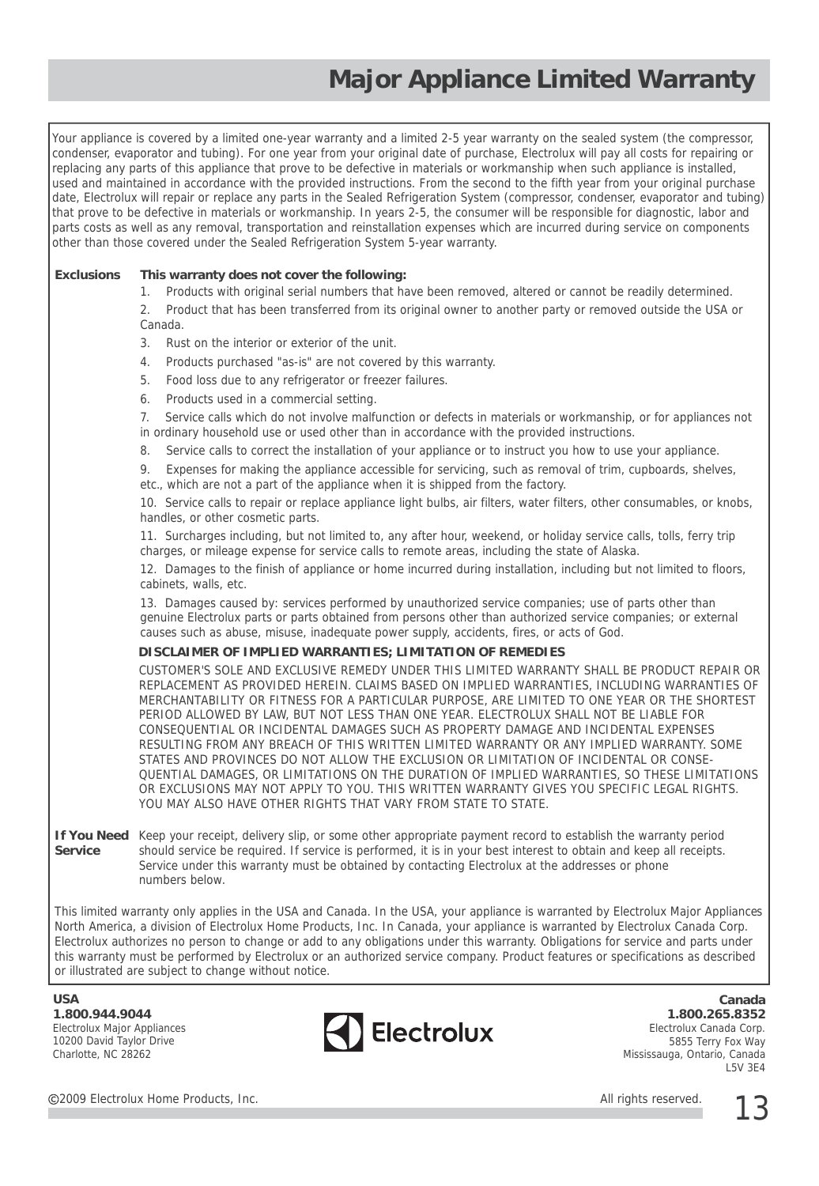# Major Appliance Limited Warranty

Your appliance is covered by a limited one-year warranty and a limited 2-5 year warranty on the sealed system (the compressor, condenser, evaporator and tubing). For one year from your original date of purchase, Electrolux will pay all costs for repairing or replacing any parts of this appliance that prove to be defective in materials or workmanship when such appliance is installed, used and maintained in accordance with the provided instructions. From the second to the fifth year from your original purchase date, Electrolux will repair or replace any parts in the Sealed Refrigeration System (compressor, condenser, evaporator and tubing) that prove to be defective in materials or workmanship. In years 2-5, the consumer will be responsible for diagnostic, labor and parts costs as well as any removal, transportation and reinstallation expenses which are incurred during service on components other than those covered under the Sealed Refrigeration System 5-year warranty.

**Exclusions** **This warranty does not cover the following:**

1. Products with original serial numbers that have been removed, altered or cannot be readily determined.
2. Product that has been transferred from its original owner to another party or removed outside the USA or Canada.
3. Rust on the interior or exterior of the unit.
4. Products purchased "as-is" are not covered by this warranty.
5. Food loss due to any refrigerator or freezer failures.
6. Products used in a commercial setting.
7. Service calls which do not involve malfunction or defects in materials or workmanship, or for appliances not in ordinary household use or used other than in accordance with the provided instructions.
8. Service calls to correct the installation of your appliance or to instruct you how to use your appliance.
9. Expenses for making the appliance accessible for servicing, such as removal of trim, cupboards, shelves, etc., which are not a part of the appliance when it is shipped from the factory.
10. Service calls to repair or replace appliance light bulbs, air filters, water filters, other consumables, or knobs, handles, or other cosmetic parts.
11. Surcharges including, but not limited to, any after hour, weekend, or holiday service calls, tolls, ferry trip charges, or mileage expense for service calls to remote areas, including the state of Alaska.
12. Damages to the finish of appliance or home incurred during installation, including but not limited to, floors, cabinets, walls, etc.
13. Damages caused by: services performed by unauthorized service companies; use of parts other than genuine Electrolux parts or parts obtained from persons other than authorized service companies; or external causes such as abuse, misuse, inadequate power supply, accidents, fires, or acts of God.

**DISCLAIMER OF IMPLIED WARRANTIES; LIMITATION OF REMEDIES**

CUSTOMER'S SOLE AND EXCLUSIVE REMEDY UNDER THIS LIMITED WARRANTY SHALL BE PRODUCT REPAIR OR REPLACEMENT AS PROVIDED HEREIN. CLAIMS BASED ON IMPLIED WARRANTIES, INCLUDING WARRANTIES OF MERCHANTABILITY OR FITNESS FOR A PARTICULAR PURPOSE, ARE LIMITED TO ONE YEAR OR THE SHORTEST PERIOD ALLOWED BY LAW, BUT NOT LESS THAN ONE YEAR. ELECTROLUX SHALL NOT BE LIABLE FOR CONSEQUENTIAL OR INCIDENTAL DAMAGES SUCH AS PROPERTY DAMAGE AND INCIDENTAL EXPENSES RESULTING FROM ANY BREACH OF THIS WRITTEN LIMITED WARRANTY OR ANY IMPLIED WARRANTY. SOME STATES AND PROVINCES DO NOT ALLOW THE EXCLUSION OR LIMITATION OF INCIDENTAL OR CONSEQUENTIAL DAMAGES, OR LIMITATIONS ON THE DURATION OF IMPLIED WARRANTIES, SO THESE LIMITATIONS OR EXCLUSIONS MAY NOT APPLY TO YOU. THIS WRITTEN WARRANTY GIVES YOU SPECIFIC LEGAL RIGHTS. YOU MAY ALSO HAVE OTHER RIGHTS THAT VARY FROM STATE TO STATE.

**If You Need Service** Keep your receipt, delivery slip, or some other appropriate payment record to establish the warranty period should service be required. If service is performed, it is in your best interest to obtain and keep all receipts. Service under this warranty must be obtained by contacting Electrolux at the addresses or phone numbers below.

This limited warranty only applies in the USA and Canada. In the USA, your appliance is warranted by Electrolux Major Appliances North America, a division of Electrolux Home Products, Inc. In Canada, your appliance is warranted by Electrolux Canada Corp. Electrolux authorizes no person to change or add to any obligations under this warranty. Obligations for service and parts under this warranty must be performed by Electrolux or an authorized service company. Product features or specifications as described or illustrated are subject to change without notice.

**USA**
**1.800.944.9044**
Electrolux Major Appliances
10200 David Taylor Drive
Charlotte, NC 28262

Electrolux

**Canada**
**1.800.265.8352**
Electrolux Canada Corp.
5855 Terry Fox Way
Mississauga, Ontario, Canada
L5V 3E4

©2009 Electrolux Home Products, Inc. All rights reserved.